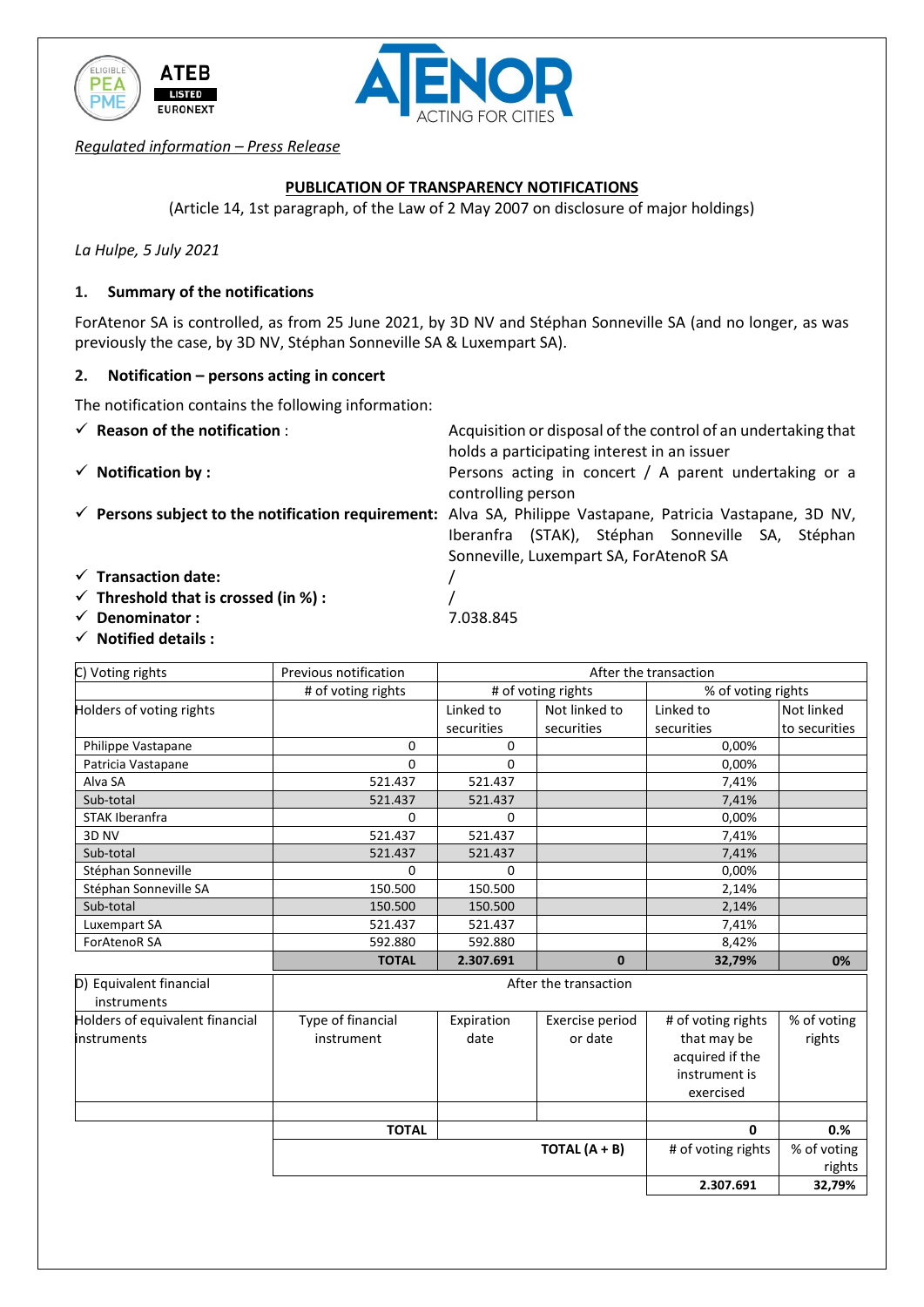*Regulated information – Press Release*

**PUBLICATION OF TRANSPARENCY NOTIFICATIONS**

(Article 14, 1st paragraph, of the Law of 2 May 2007 on disclosure of major holdings)

*La Hulpe, 5 July 2021*

## 1. Summary of the notifications

ForAtenor SA is controlled, as from 25 June 2021, by 3D NV and Stéphan Sonneville SA (and no longer, as was previously the case, by 3D NV, Stéphan Sonneville SA & Luxempart SA).

## 2. Notification – persons acting in concert

The notification contains the following information:

- ✓ **Reason of the notification** : Acquisition or disposal of the control of an undertaking that holds a participating interest in an issuer
- ✓ **Notification by :** Persons acting in concert / A parent undertaking or a controlling person
- ✓ **Persons subject to the notification requirement:** Alva SA, Philippe Vastapane, Patricia Vastapane, 3D NV, Iberanfra (STAK), Stéphan Sonneville SA, Stéphan Sonneville, Luxempart SA, ForAtenoR SA
- ✓ **Transaction date:** /
- ✓ **Threshold that is crossed (in %) :** /
- ✓ **Denominator :** 7.038.845
- ✓ **Notified details :**

| C) Voting rights | Previous notification | After the transaction | | | |
|---|---|---|---|---|---|
| | # of voting rights | # of voting rights | | % of voting rights | |
| Holders of voting rights | | Linked to securities | Not linked to securities | Linked to securities | Not linked to securities |
| Philippe Vastapane | 0 | 0 | | 0,00% | |
| Patricia Vastapane | 0 | 0 | | 0,00% | |
| Alva SA | 521.437 | 521.437 | | 7,41% | |
| Sub-total | 521.437 | 521.437 | | 7,41% | |
| STAK Iberanfra | 0 | 0 | | 0,00% | |
| 3D NV | 521.437 | 521.437 | | 7,41% | |
| Sub-total | 521.437 | 521.437 | | 7,41% | |
| Stéphan Sonneville | 0 | 0 | | 0,00% | |
| Stéphan Sonneville SA | 150.500 | 150.500 | | 2,14% | |
| Sub-total | 150.500 | 150.500 | | 2,14% | |
| Luxempart SA | 521.437 | 521.437 | | 7,41% | |
| ForAtenoR SA | 592.880 | 592.880 | | 8,42% | |
| | **TOTAL** | **2.307.691** | **0** | **32,79%** | **0%** |

| D) Equivalent financial instruments | After the transaction | | | | |
|---|---|---|---|---|---|
| Holders of equivalent financial instruments | Type of financial instrument | Expiration date | Exercise period or date | # of voting rights that may be acquired if the instrument is exercised | % of voting rights |
| | | | | | |
| | **TOTAL** | | | **0** | **0.%** |
| | | | **TOTAL (A + B)** | # of voting rights | % of voting rights |
| | | | | **2.307.691** | **32,79%** |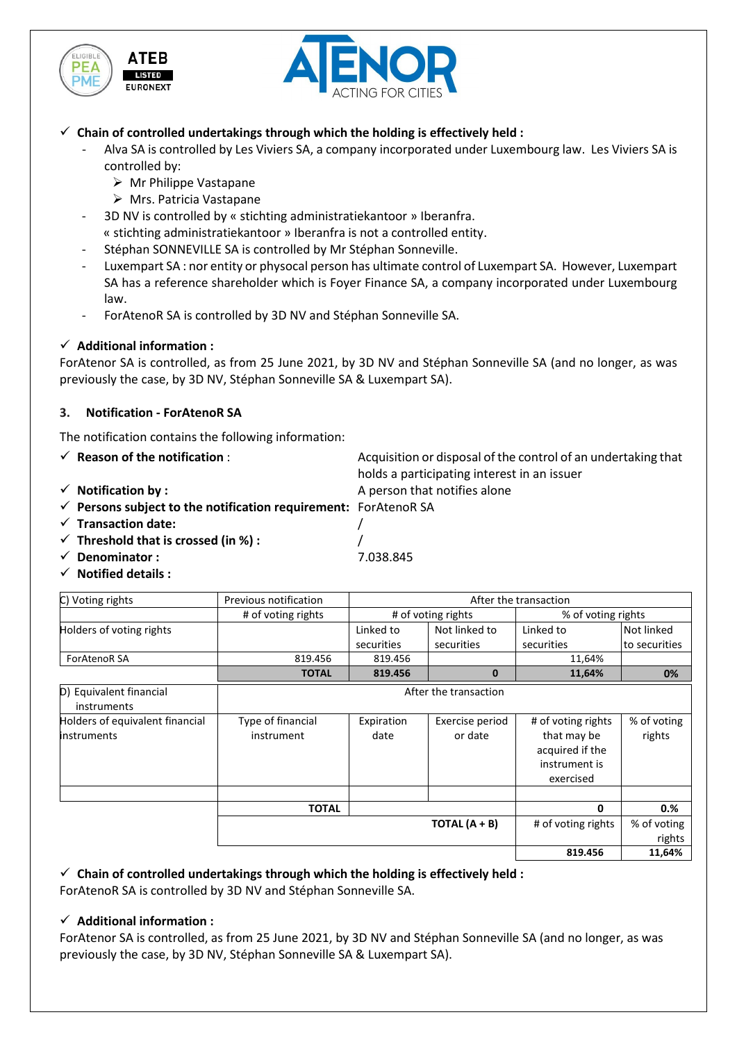- ✓ **Chain of controlled undertakings through which the holding is effectively held :**
  - Alva SA is controlled by Les Viviers SA, a company incorporated under Luxembourg law. Les Viviers SA is controlled by:
    - ➢ Mr Philippe Vastapane
    - ➢ Mrs. Patricia Vastapane
  - 3D NV is controlled by « stichting administratiekantoor » Iberanfra. « stichting administratiekantoor » Iberanfra is not a controlled entity.
  - Stéphan SONNEVILLE SA is controlled by Mr Stéphan Sonneville.
  - Luxempart SA : nor entity or physocal person has ultimate control of Luxempart SA. However, Luxempart SA has a reference shareholder which is Foyer Finance SA, a company incorporated under Luxembourg law.
  - ForAtenoR SA is controlled by 3D NV and Stéphan Sonneville SA.

✓ **Additional information :**

ForAtenor SA is controlled, as from 25 June 2021, by 3D NV and Stéphan Sonneville SA (and no longer, as was previously the case, by 3D NV, Stéphan Sonneville SA & Luxempart SA).

### 3. Notification - ForAtenoR SA

The notification contains the following information:

- ✓ **Reason of the notification** : Acquisition or disposal of the control of an undertaking that holds a participating interest in an issuer
- ✓ **Notification by :** A person that notifies alone
- ✓ **Persons subject to the notification requirement:** ForAtenoR SA
- ✓ **Transaction date:** /
- ✓ **Threshold that is crossed (in %) :** /
- ✓ **Denominator :** 7.038.845
- ✓ **Notified details :**

| C) Voting rights | Previous notification | After the transaction | | | |
|---|---|---|---|---|---|
| | # of voting rights | # of voting rights | | % of voting rights | |
| Holders of voting rights | | Linked to securities | Not linked to securities | Linked to securities | Not linked to securities |
| ForAtenoR SA | 819.456 | 819.456 | | 11,64% | |
| | **TOTAL** | **819.456** | **0** | **11,64%** | **0%** |

| D) Equivalent financial instruments | After the transaction | | | | |
|---|---|---|---|---|---|
| Holders of equivalent financial instruments | Type of financial instrument | Expiration date | Exercise period or date | # of voting rights that may be acquired if the instrument is exercised | % of voting rights |
| | | | | | |
| | **TOTAL** | | | 0 | 0.% |
| | | | **TOTAL (A + B)** | # of voting rights | % of voting rights |
| | | | | **819.456** | **11,64%** |

✓ **Chain of controlled undertakings through which the holding is effectively held :**

ForAtenoR SA is controlled by 3D NV and Stéphan Sonneville SA.

✓ **Additional information :**

ForAtenor SA is controlled, as from 25 June 2021, by 3D NV and Stéphan Sonneville SA (and no longer, as was previously the case, by 3D NV, Stéphan Sonneville SA & Luxempart SA).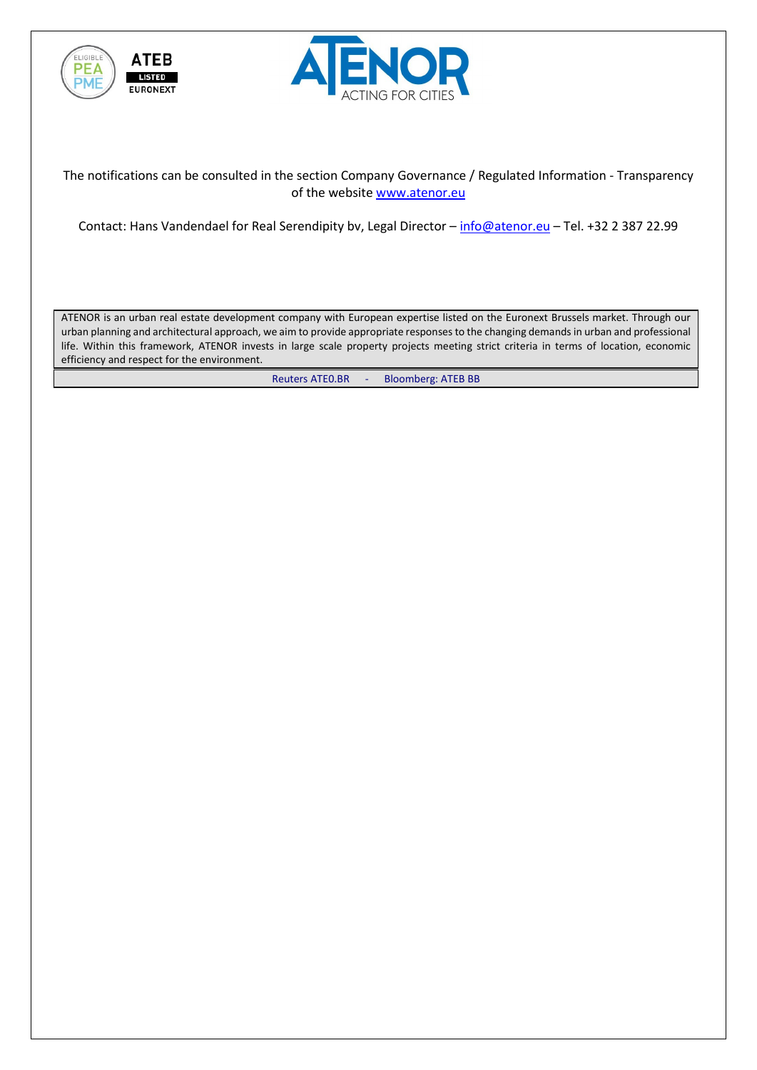The notifications can be consulted in the section Company Governance / Regulated Information - Transparency of the website [www.atenor.eu](http://www.atenor.eu)

Contact: Hans Vandendael for Real Serendipity bv, Legal Director – [info@atenor.eu](mailto:info@atenor.eu) – Tel. +32 2 387 22.99

ATENOR is an urban real estate development company with European expertise listed on the Euronext Brussels market. Through our urban planning and architectural approach, we aim to provide appropriate responses to the changing demands in urban and professional life. Within this framework, ATENOR invests in large scale property projects meeting strict criteria in terms of location, economic efficiency and respect for the environment.

Reuters ATEO.BR - Bloomberg: ATEB BB